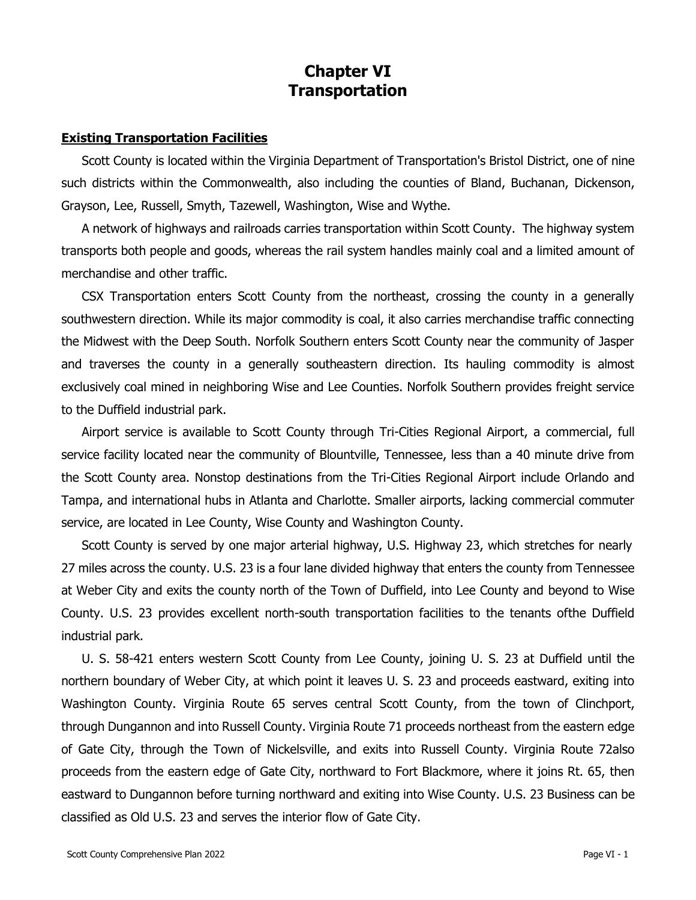# Chapter VI
# Transportation

## Existing Transportation Facilities

Scott County is located within the Virginia Department of Transportation's Bristol District, one of nine such districts within the Commonwealth, also including the counties of Bland, Buchanan, Dickenson, Grayson, Lee, Russell, Smyth, Tazewell, Washington, Wise and Wythe.

A network of highways and railroads carries transportation within Scott County. The highway system transports both people and goods, whereas the rail system handles mainly coal and a limited amount of merchandise and other traffic.

CSX Transportation enters Scott County from the northeast, crossing the county in a generally southwestern direction. While its major commodity is coal, it also carries merchandise traffic connecting the Midwest with the Deep South. Norfolk Southern enters Scott County near the community of Jasper and traverses the county in a generally southeastern direction. Its hauling commodity is almost exclusively coal mined in neighboring Wise and Lee Counties. Norfolk Southern provides freight service to the Duffield industrial park.

Airport service is available to Scott County through Tri-Cities Regional Airport, a commercial, full service facility located near the community of Blountville, Tennessee, less than a 40 minute drive from the Scott County area. Nonstop destinations from the Tri-Cities Regional Airport include Orlando and Tampa, and international hubs in Atlanta and Charlotte. Smaller airports, lacking commercial commuter service, are located in Lee County, Wise County and Washington County.

Scott County is served by one major arterial highway, U.S. Highway 23, which stretches for nearly 27 miles across the county. U.S. 23 is a four lane divided highway that enters the county from Tennessee at Weber City and exits the county north of the Town of Duffield, into Lee County and beyond to Wise County. U.S. 23 provides excellent north-south transportation facilities to the tenants ofthe Duffield industrial park.

U. S. 58-421 enters western Scott County from Lee County, joining U. S. 23 at Duffield until the northern boundary of Weber City, at which point it leaves U. S. 23 and proceeds eastward, exiting into Washington County. Virginia Route 65 serves central Scott County, from the town of Clinchport, through Dungannon and into Russell County. Virginia Route 71 proceeds northeast from the eastern edge of Gate City, through the Town of Nickelsville, and exits into Russell County. Virginia Route 72also proceeds from the eastern edge of Gate City, northward to Fort Blackmore, where it joins Rt. 65, then eastward to Dungannon before turning northward and exiting into Wise County. U.S. 23 Business can be classified as Old U.S. 23 and serves the interior flow of Gate City.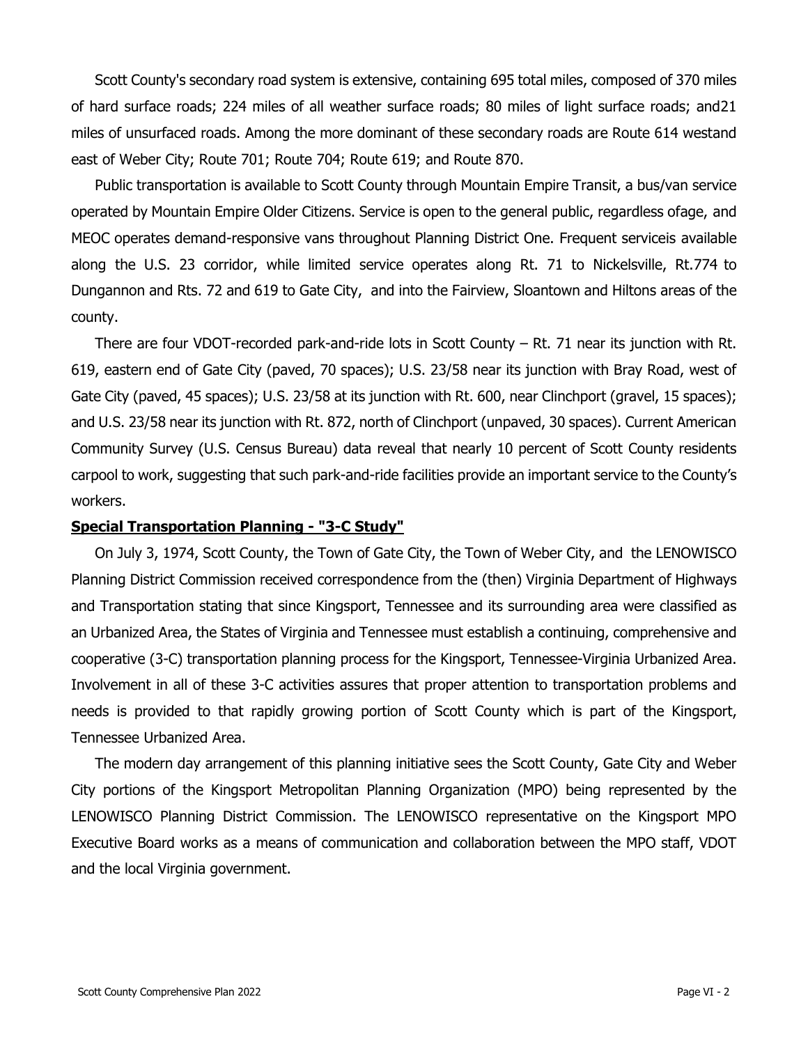Scott County's secondary road system is extensive, containing 695 total miles, composed of 370 miles of hard surface roads; 224 miles of all weather surface roads; 80 miles of light surface roads; and21 miles of unsurfaced roads. Among the more dominant of these secondary roads are Route 614 westand east of Weber City; Route 701; Route 704; Route 619; and Route 870.

Public transportation is available to Scott County through Mountain Empire Transit, a bus/van service operated by Mountain Empire Older Citizens. Service is open to the general public, regardless ofage, and MEOC operates demand-responsive vans throughout Planning District One. Frequent serviceis available along the U.S. 23 corridor, while limited service operates along Rt. 71 to Nickelsville, Rt.774 to Dungannon and Rts. 72 and 619 to Gate City, and into the Fairview, Sloantown and Hiltons areas of the county.

There are four VDOT-recorded park-and-ride lots in Scott County – Rt. 71 near its junction with Rt. 619, eastern end of Gate City (paved, 70 spaces); U.S. 23/58 near its junction with Bray Road, west of Gate City (paved, 45 spaces); U.S. 23/58 at its junction with Rt. 600, near Clinchport (gravel, 15 spaces); and U.S. 23/58 near its junction with Rt. 872, north of Clinchport (unpaved, 30 spaces). Current American Community Survey (U.S. Census Bureau) data reveal that nearly 10 percent of Scott County residents carpool to work, suggesting that such park-and-ride facilities provide an important service to the County's workers.

## Special Transportation Planning - "3-C Study"

On July 3, 1974, Scott County, the Town of Gate City, the Town of Weber City, and the LENOWISCO Planning District Commission received correspondence from the (then) Virginia Department of Highways and Transportation stating that since Kingsport, Tennessee and its surrounding area were classified as an Urbanized Area, the States of Virginia and Tennessee must establish a continuing, comprehensive and cooperative (3-C) transportation planning process for the Kingsport, Tennessee-Virginia Urbanized Area. Involvement in all of these 3-C activities assures that proper attention to transportation problems and needs is provided to that rapidly growing portion of Scott County which is part of the Kingsport, Tennessee Urbanized Area.

The modern day arrangement of this planning initiative sees the Scott County, Gate City and Weber City portions of the Kingsport Metropolitan Planning Organization (MPO) being represented by the LENOWISCO Planning District Commission. The LENOWISCO representative on the Kingsport MPO Executive Board works as a means of communication and collaboration between the MPO staff, VDOT and the local Virginia government.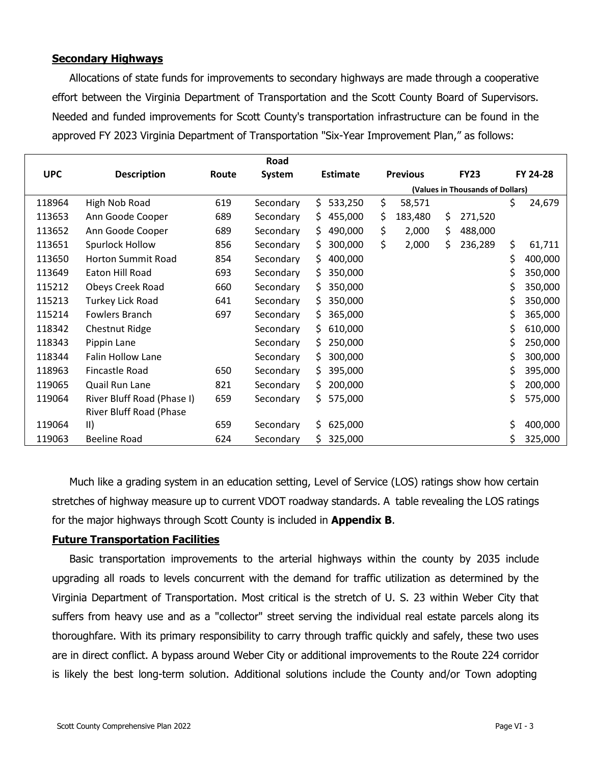## Secondary Highways

Allocations of state funds for improvements to secondary highways are made through a cooperative effort between the Virginia Department of Transportation and the Scott County Board of Supervisors. Needed and funded improvements for Scott County's transportation infrastructure can be found in the approved FY 2023 Virginia Department of Transportation "Six-Year Improvement Plan," as follows:

| UPC | Description | Route | Road System | Estimate | Previous | FY23 | FY 24-28 |
|---|---|---|---|---|---|---|---|
| | | | | | (Values in Thousands of Dollars) | | |
| 118964 | High Nob Road | 619 | Secondary | $ 533,250 | $ 58,571 | | $ 24,679 |
| 113653 | Ann Goode Cooper | 689 | Secondary | $ 455,000 | $ 183,480 | $ 271,520 | |
| 113652 | Ann Goode Cooper | 689 | Secondary | $ 490,000 | $ 2,000 | $ 488,000 | |
| 113651 | Spurlock Hollow | 856 | Secondary | $ 300,000 | $ 2,000 | $ 236,289 | $ 61,711 |
| 113650 | Horton Summit Road | 854 | Secondary | $ 400,000 | | | $ 400,000 |
| 113649 | Eaton Hill Road | 693 | Secondary | $ 350,000 | | | $ 350,000 |
| 115212 | Obeys Creek Road | 660 | Secondary | $ 350,000 | | | $ 350,000 |
| 115213 | Turkey Lick Road | 641 | Secondary | $ 350,000 | | | $ 350,000 |
| 115214 | Fowlers Branch | 697 | Secondary | $ 365,000 | | | $ 365,000 |
| 118342 | Chestnut Ridge | | Secondary | $ 610,000 | | | $ 610,000 |
| 118343 | Pippin Lane | | Secondary | $ 250,000 | | | $ 250,000 |
| 118344 | Falin Hollow Lane | | Secondary | $ 300,000 | | | $ 300,000 |
| 118963 | Fincastle Road | 650 | Secondary | $ 395,000 | | | $ 395,000 |
| 119065 | Quail Run Lane | 821 | Secondary | $ 200,000 | | | $ 200,000 |
| 119064 | River Bluff Road (Phase I) | 659 | Secondary | $ 575,000 | | | $ 575,000 |
| 119064 | River Bluff Road (Phase II) | 659 | Secondary | $ 625,000 | | | $ 400,000 |
| 119063 | Beeline Road | 624 | Secondary | $ 325,000 | | | $ 325,000 |

Much like a grading system in an education setting, Level of Service (LOS) ratings show how certain stretches of highway measure up to current VDOT roadway standards. A table revealing the LOS ratings for the major highways through Scott County is included in **Appendix B**.

## Future Transportation Facilities

Basic transportation improvements to the arterial highways within the county by 2035 include upgrading all roads to levels concurrent with the demand for traffic utilization as determined by the Virginia Department of Transportation. Most critical is the stretch of U. S. 23 within Weber City that suffers from heavy use and as a "collector" street serving the individual real estate parcels along its thoroughfare. With its primary responsibility to carry through traffic quickly and safely, these two uses are in direct conflict. A bypass around Weber City or additional improvements to the Route 224 corridor is likely the best long-term solution. Additional solutions include the County and/or Town adopting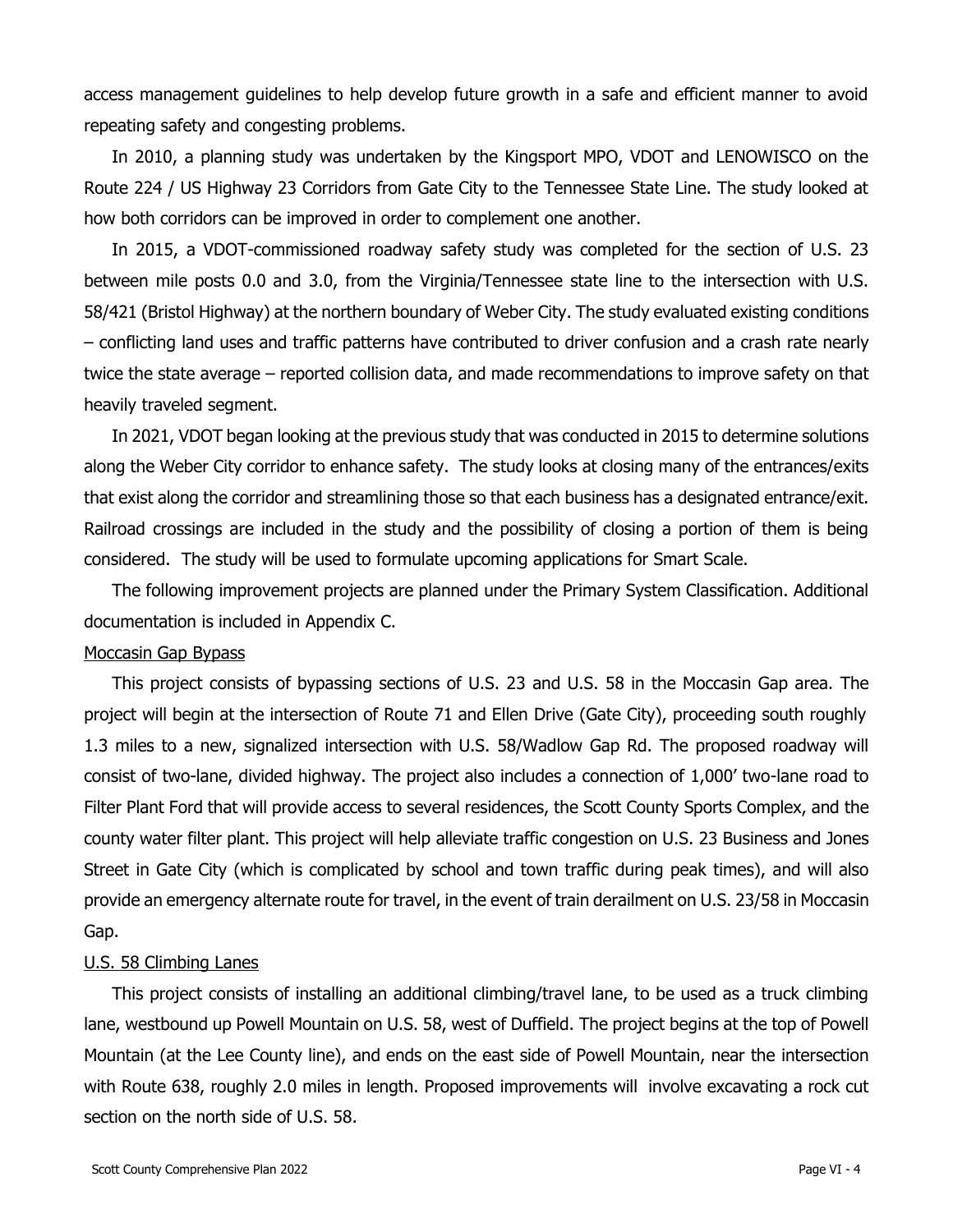access management guidelines to help develop future growth in a safe and efficient manner to avoid repeating safety and congesting problems.

In 2010, a planning study was undertaken by the Kingsport MPO, VDOT and LENOWISCO on the Route 224 / US Highway 23 Corridors from Gate City to the Tennessee State Line. The study looked at how both corridors can be improved in order to complement one another.

In 2015, a VDOT-commissioned roadway safety study was completed for the section of U.S. 23 between mile posts 0.0 and 3.0, from the Virginia/Tennessee state line to the intersection with U.S. 58/421 (Bristol Highway) at the northern boundary of Weber City. The study evaluated existing conditions – conflicting land uses and traffic patterns have contributed to driver confusion and a crash rate nearly twice the state average – reported collision data, and made recommendations to improve safety on that heavily traveled segment.

In 2021, VDOT began looking at the previous study that was conducted in 2015 to determine solutions along the Weber City corridor to enhance safety. The study looks at closing many of the entrances/exits that exist along the corridor and streamlining those so that each business has a designated entrance/exit. Railroad crossings are included in the study and the possibility of closing a portion of them is being considered. The study will be used to formulate upcoming applications for Smart Scale.

The following improvement projects are planned under the Primary System Classification. Additional documentation is included in Appendix C.

<u>Moccasin Gap Bypass</u>

This project consists of bypassing sections of U.S. 23 and U.S. 58 in the Moccasin Gap area. The project will begin at the intersection of Route 71 and Ellen Drive (Gate City), proceeding south roughly 1.3 miles to a new, signalized intersection with U.S. 58/Wadlow Gap Rd. The proposed roadway will consist of two-lane, divided highway. The project also includes a connection of 1,000' two-lane road to Filter Plant Ford that will provide access to several residences, the Scott County Sports Complex, and the county water filter plant. This project will help alleviate traffic congestion on U.S. 23 Business and Jones Street in Gate City (which is complicated by school and town traffic during peak times), and will also provide an emergency alternate route for travel, in the event of train derailment on U.S. 23/58 in Moccasin Gap.

<u>U.S. 58 Climbing Lanes</u>

This project consists of installing an additional climbing/travel lane, to be used as a truck climbing lane, westbound up Powell Mountain on U.S. 58, west of Duffield. The project begins at the top of Powell Mountain (at the Lee County line), and ends on the east side of Powell Mountain, near the intersection with Route 638, roughly 2.0 miles in length. Proposed improvements will involve excavating a rock cut section on the north side of U.S. 58.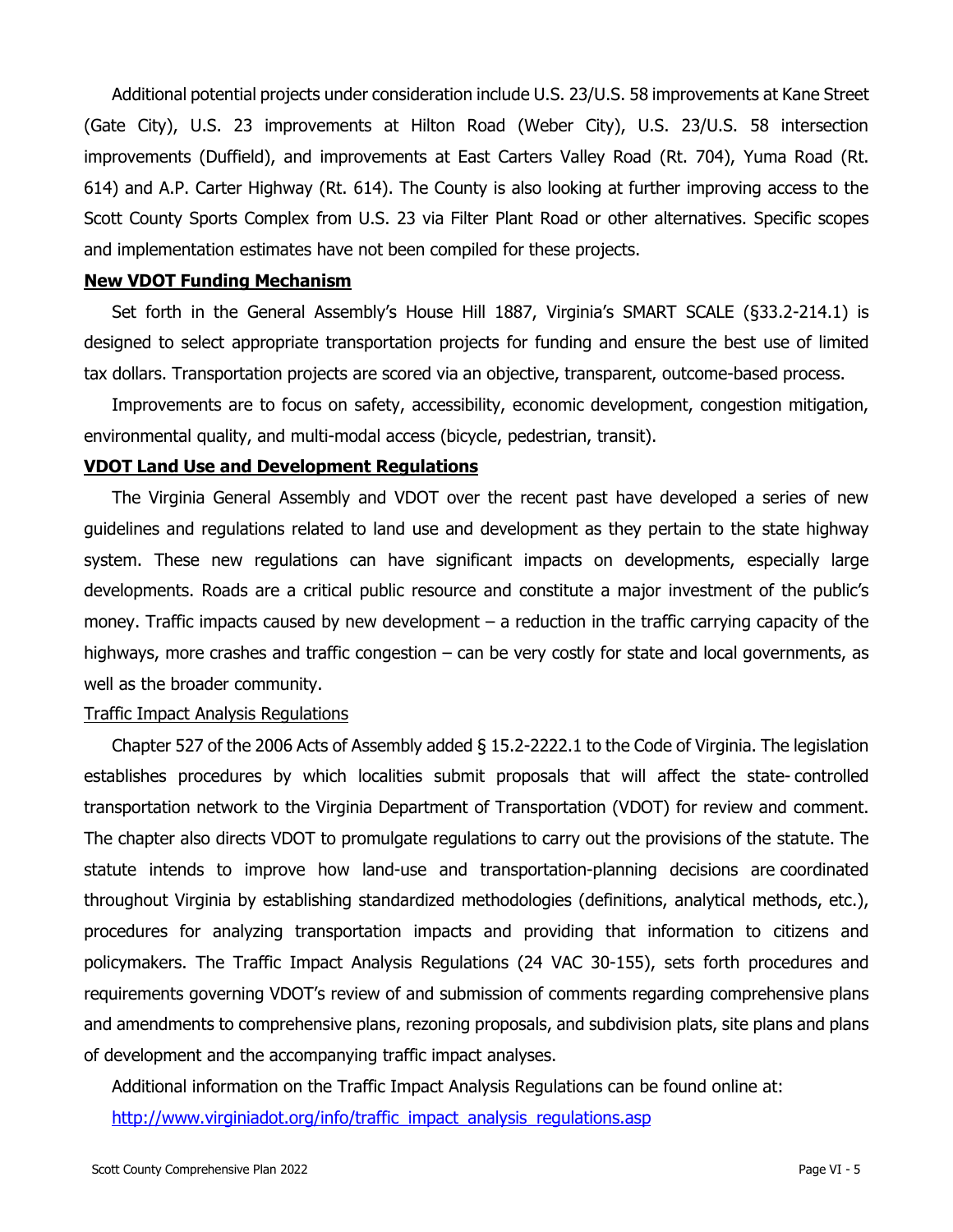Additional potential projects under consideration include U.S. 23/U.S. 58 improvements at Kane Street (Gate City), U.S. 23 improvements at Hilton Road (Weber City), U.S. 23/U.S. 58 intersection improvements (Duffield), and improvements at East Carters Valley Road (Rt. 704), Yuma Road (Rt. 614) and A.P. Carter Highway (Rt. 614). The County is also looking at further improving access to the Scott County Sports Complex from U.S. 23 via Filter Plant Road or other alternatives. Specific scopes and implementation estimates have not been compiled for these projects.

**New VDOT Funding Mechanism**

Set forth in the General Assembly's House Hill 1887, Virginia's SMART SCALE (§33.2-214.1) is designed to select appropriate transportation projects for funding and ensure the best use of limited tax dollars. Transportation projects are scored via an objective, transparent, outcome-based process.

Improvements are to focus on safety, accessibility, economic development, congestion mitigation, environmental quality, and multi-modal access (bicycle, pedestrian, transit).

**VDOT Land Use and Development Regulations**

The Virginia General Assembly and VDOT over the recent past have developed a series of new guidelines and regulations related to land use and development as they pertain to the state highway system. These new regulations can have significant impacts on developments, especially large developments. Roads are a critical public resource and constitute a major investment of the public's money. Traffic impacts caused by new development – a reduction in the traffic carrying capacity of the highways, more crashes and traffic congestion – can be very costly for state and local governments, as well as the broader community.

Traffic Impact Analysis Regulations

Chapter 527 of the 2006 Acts of Assembly added § 15.2-2222.1 to the Code of Virginia. The legislation establishes procedures by which localities submit proposals that will affect the state- controlled transportation network to the Virginia Department of Transportation (VDOT) for review and comment. The chapter also directs VDOT to promulgate regulations to carry out the provisions of the statute. The statute intends to improve how land-use and transportation-planning decisions are coordinated throughout Virginia by establishing standardized methodologies (definitions, analytical methods, etc.), procedures for analyzing transportation impacts and providing that information to citizens and policymakers. The Traffic Impact Analysis Regulations (24 VAC 30-155), sets forth procedures and requirements governing VDOT's review of and submission of comments regarding comprehensive plans and amendments to comprehensive plans, rezoning proposals, and subdivision plats, site plans and plans of development and the accompanying traffic impact analyses.

Additional information on the Traffic Impact Analysis Regulations can be found online at:
http://www.virginiadot.org/info/traffic_impact_analysis_regulations.asp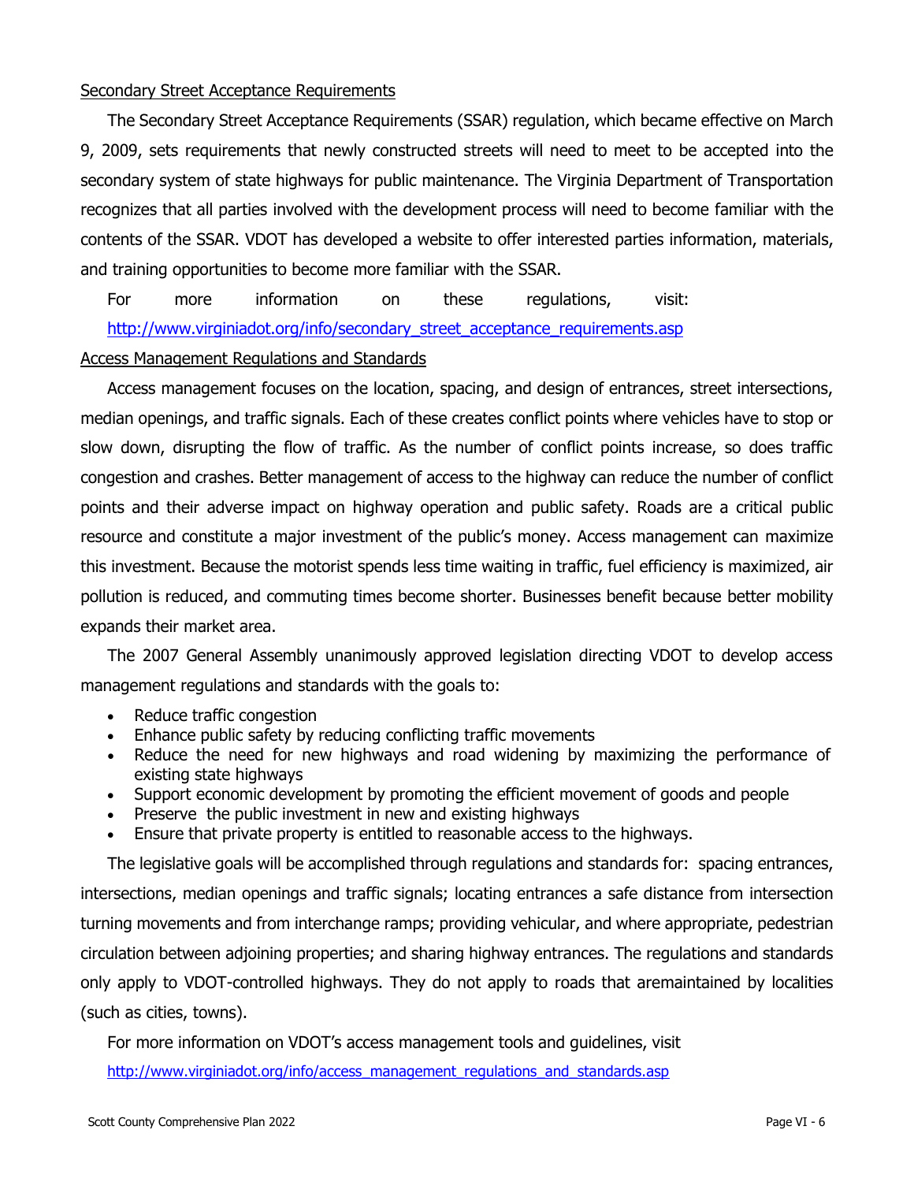## Secondary Street Acceptance Requirements

The Secondary Street Acceptance Requirements (SSAR) regulation, which became effective on March 9, 2009, sets requirements that newly constructed streets will need to meet to be accepted into the secondary system of state highways for public maintenance. The Virginia Department of Transportation recognizes that all parties involved with the development process will need to become familiar with the contents of the SSAR. VDOT has developed a website to offer interested parties information, materials, and training opportunities to become more familiar with the SSAR.

For more information on these regulations, visit: http://www.virginiadot.org/info/secondary_street_acceptance_requirements.asp

## Access Management Regulations and Standards

Access management focuses on the location, spacing, and design of entrances, street intersections, median openings, and traffic signals. Each of these creates conflict points where vehicles have to stop or slow down, disrupting the flow of traffic. As the number of conflict points increase, so does traffic congestion and crashes. Better management of access to the highway can reduce the number of conflict points and their adverse impact on highway operation and public safety. Roads are a critical public resource and constitute a major investment of the public's money. Access management can maximize this investment. Because the motorist spends less time waiting in traffic, fuel efficiency is maximized, air pollution is reduced, and commuting times become shorter. Businesses benefit because better mobility expands their market area.

The 2007 General Assembly unanimously approved legislation directing VDOT to develop access management regulations and standards with the goals to:

- Reduce traffic congestion
- Enhance public safety by reducing conflicting traffic movements
- Reduce the need for new highways and road widening by maximizing the performance of existing state highways
- Support economic development by promoting the efficient movement of goods and people
- Preserve the public investment in new and existing highways
- Ensure that private property is entitled to reasonable access to the highways.

The legislative goals will be accomplished through regulations and standards for: spacing entrances, intersections, median openings and traffic signals; locating entrances a safe distance from intersection turning movements and from interchange ramps; providing vehicular, and where appropriate, pedestrian circulation between adjoining properties; and sharing highway entrances. The regulations and standards only apply to VDOT-controlled highways. They do not apply to roads that aremaintained by localities (such as cities, towns).

For more information on VDOT's access management tools and guidelines, visit http://www.virginiadot.org/info/access_management_regulations_and_standards.asp